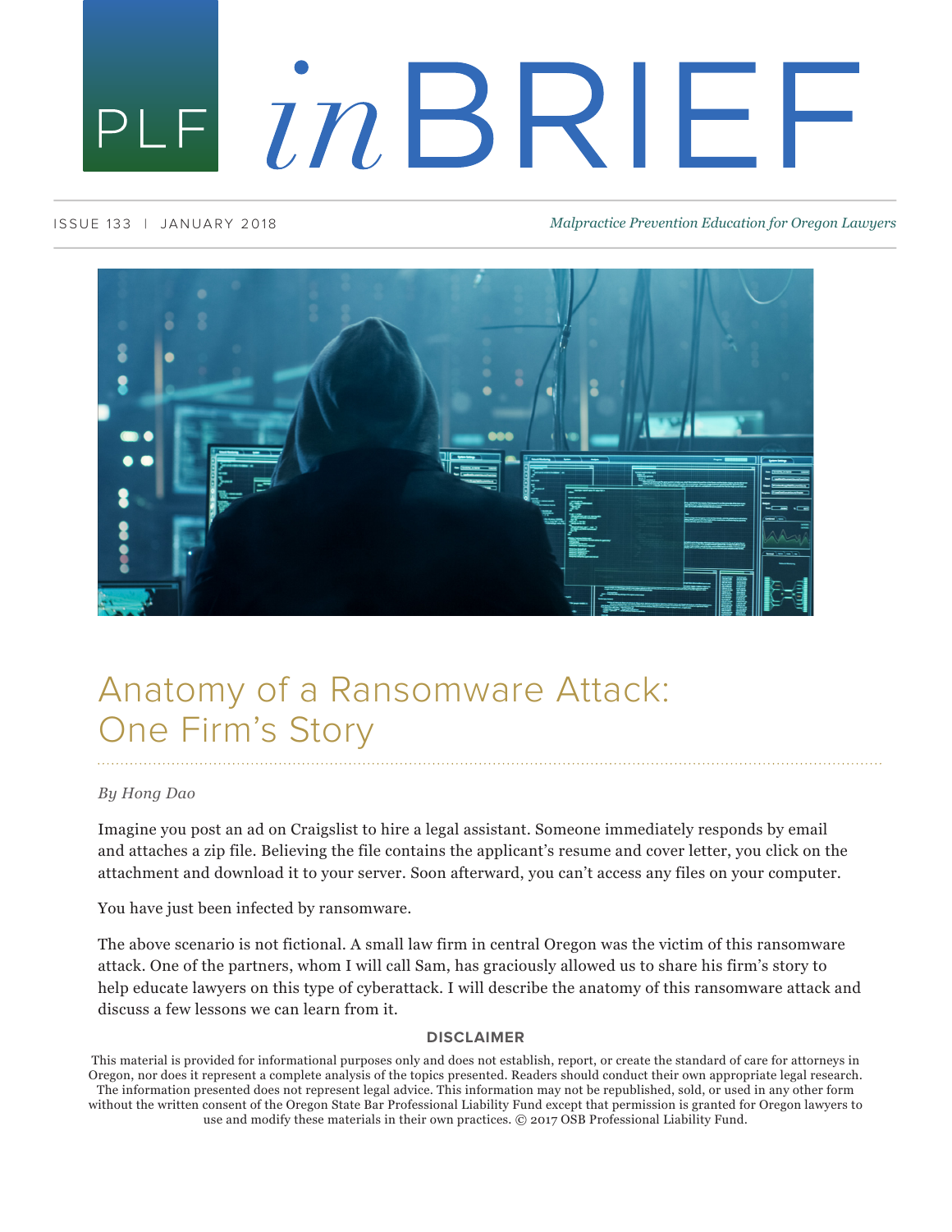# PLF *in*BRIEF

ISSUE 133 | JANUARY 2018

*Malpractice Prevention Education for Oregon Lawyers*

## Anatomy of a Ransomware Attack: One Firm's Story

*By Hong Dao*

Imagine you post an ad on Craigslist to hire a legal assistant. Someone immediately responds by email and attaches a zip file. Believing the file contains the applicant's resume and cover letter, you click on the attachment and download it to your server. Soon afterward, you can't access any files on your computer.

You have just been infected by ransomware.

The above scenario is not fictional. A small law firm in central Oregon was the victim of this ransomware attack. One of the partners, whom I will call Sam, has graciously allowed us to share his firm's story to help educate lawyers on this type of cyberattack. I will describe the anatomy of this ransomware attack and discuss a few lessons we can learn from it.

**DISCLAIMER**

This material is provided for informational purposes only and does not establish, report, or create the standard of care for attorneys in Oregon, nor does it represent a complete analysis of the topics presented. Readers should conduct their own appropriate legal research. The information presented does not represent legal advice. This information may not be republished, sold, or used in any other form without the written consent of the Oregon State Bar Professional Liability Fund except that permission is granted for Oregon lawyers to use and modify these materials in their own practices. © 2017 OSB Professional Liability Fund.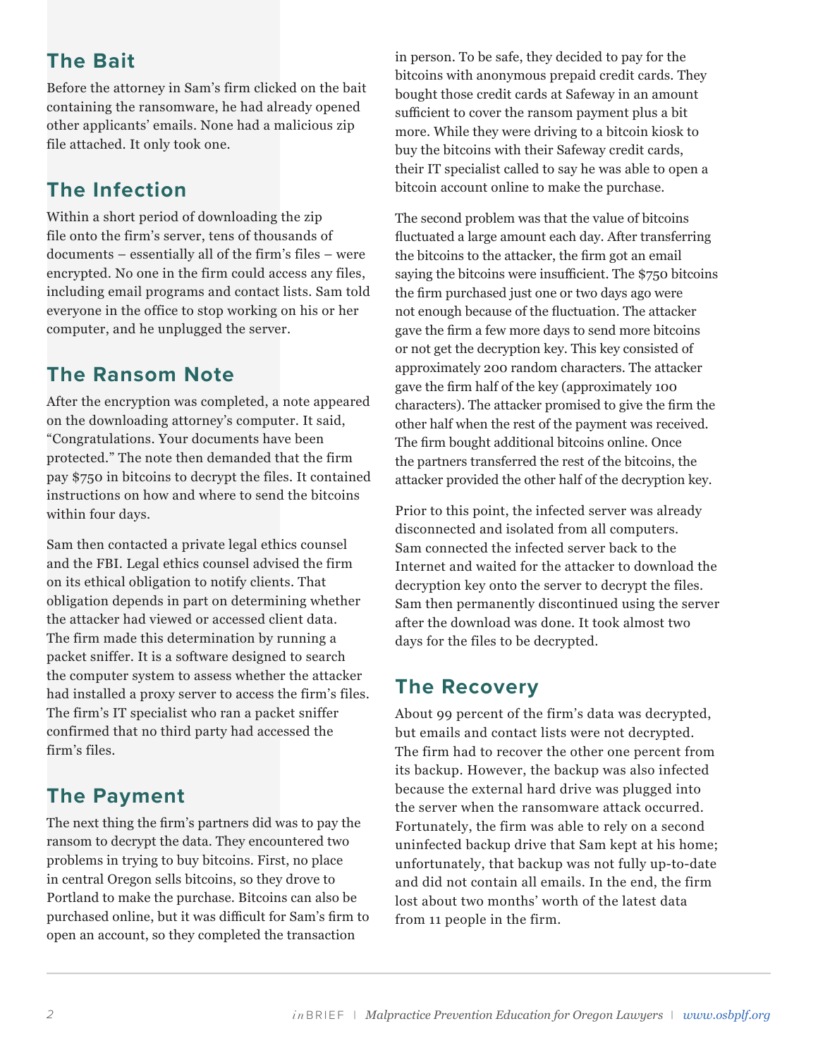## The Bait

Before the attorney in Sam's firm clicked on the bait containing the ransomware, he had already opened other applicants' emails. None had a malicious zip file attached. It only took one.

## The Infection

Within a short period of downloading the zip file onto the firm's server, tens of thousands of documents – essentially all of the firm's files – were encrypted. No one in the firm could access any files, including email programs and contact lists. Sam told everyone in the office to stop working on his or her computer, and he unplugged the server.

## The Ransom Note

After the encryption was completed, a note appeared on the downloading attorney's computer. It said, "Congratulations. Your documents have been protected." The note then demanded that the firm pay $750 in bitcoins to decrypt the files. It contained instructions on how and where to send the bitcoins within four days.

Sam then contacted a private legal ethics counsel and the FBI. Legal ethics counsel advised the firm on its ethical obligation to notify clients. That obligation depends in part on determining whether the attacker had viewed or accessed client data. The firm made this determination by running a packet sniffer. It is a software designed to search the computer system to assess whether the attacker had installed a proxy server to access the firm's files. The firm's IT specialist who ran a packet sniffer confirmed that no third party had accessed the firm's files.

## The Payment

The next thing the firm's partners did was to pay the ransom to decrypt the data. They encountered two problems in trying to buy bitcoins. First, no place in central Oregon sells bitcoins, so they drove to Portland to make the purchase. Bitcoins can also be purchased online, but it was difficult for Sam's firm to open an account, so they completed the transaction in person. To be safe, they decided to pay for the bitcoins with anonymous prepaid credit cards. They bought those credit cards at Safeway in an amount sufficient to cover the ransom payment plus a bit more. While they were driving to a bitcoin kiosk to buy the bitcoins with their Safeway credit cards, their IT specialist called to say he was able to open a bitcoin account online to make the purchase.

The second problem was that the value of bitcoins fluctuated a large amount each day. After transferring the bitcoins to the attacker, the firm got an email saying the bitcoins were insufficient. The $750 bitcoins the firm purchased just one or two days ago were not enough because of the fluctuation. The attacker gave the firm a few more days to send more bitcoins or not get the decryption key. This key consisted of approximately 200 random characters. The attacker gave the firm half of the key (approximately 100 characters). The attacker promised to give the firm the other half when the rest of the payment was received. The firm bought additional bitcoins online. Once the partners transferred the rest of the bitcoins, the attacker provided the other half of the decryption key.

Prior to this point, the infected server was already disconnected and isolated from all computers. Sam connected the infected server back to the Internet and waited for the attacker to download the decryption key onto the server to decrypt the files. Sam then permanently discontinued using the server after the download was done. It took almost two days for the files to be decrypted.

## The Recovery

About 99 percent of the firm's data was decrypted, but emails and contact lists were not decrypted. The firm had to recover the other one percent from its backup. However, the backup was also infected because the external hard drive was plugged into the server when the ransomware attack occurred. Fortunately, the firm was able to rely on a second uninfected backup drive that Sam kept at his home; unfortunately, that backup was not fully up-to-date and did not contain all emails. In the end, the firm lost about two months' worth of the latest data from 11 people in the firm.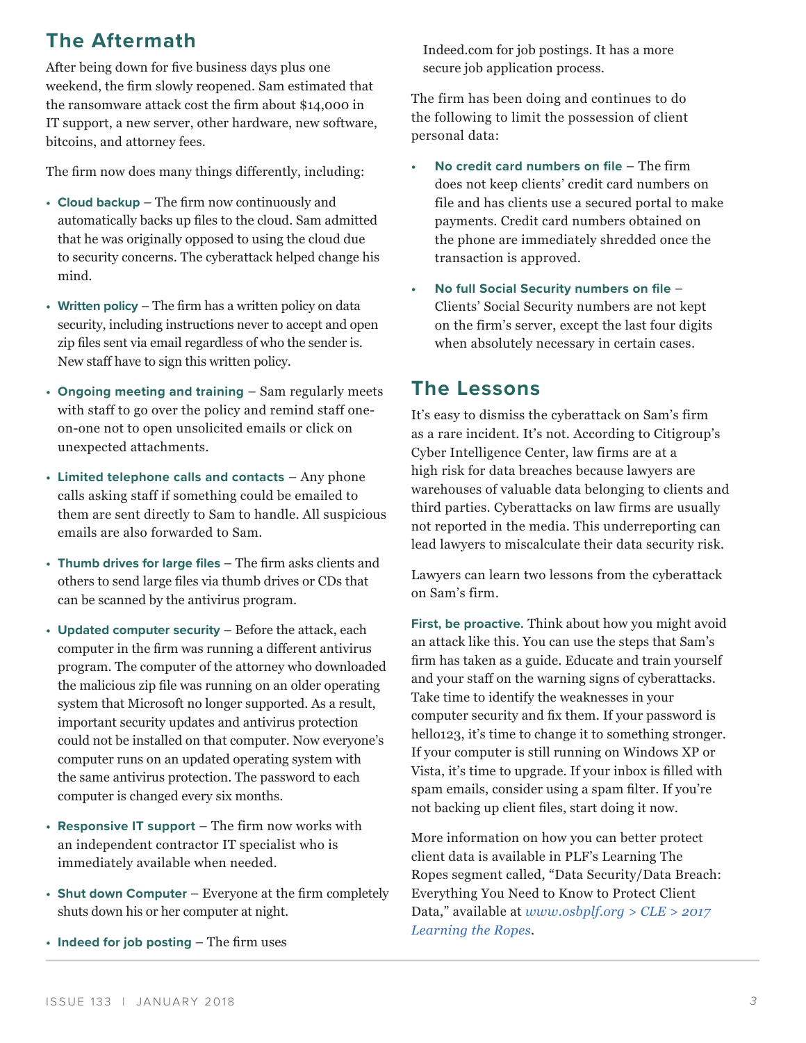## The Aftermath

After being down for five business days plus one weekend, the firm slowly reopened. Sam estimated that the ransomware attack cost the firm about $14,000 in IT support, a new server, other hardware, new software, bitcoins, and attorney fees.

The firm now does many things differently, including:

- **Cloud backup** – The firm now continuously and automatically backs up files to the cloud. Sam admitted that he was originally opposed to using the cloud due to security concerns. The cyberattack helped change his mind.
- **Written policy** – The firm has a written policy on data security, including instructions never to accept and open zip files sent via email regardless of who the sender is. New staff have to sign this written policy.
- **Ongoing meeting and training** – Sam regularly meets with staff to go over the policy and remind staff one-on-one not to open unsolicited emails or click on unexpected attachments.
- **Limited telephone calls and contacts** – Any phone calls asking staff if something could be emailed to them are sent directly to Sam to handle. All suspicious emails are also forwarded to Sam.
- **Thumb drives for large files** – The firm asks clients and others to send large files via thumb drives or CDs that can be scanned by the antivirus program.
- **Updated computer security** – Before the attack, each computer in the firm was running a different antivirus program. The computer of the attorney who downloaded the malicious zip file was running on an older operating system that Microsoft no longer supported. As a result, important security updates and antivirus protection could not be installed on that computer. Now everyone's computer runs on an updated operating system with the same antivirus protection. The password to each computer is changed every six months.
- **Responsive IT support** – The firm now works with an independent contractor IT specialist who is immediately available when needed.
- **Shut down Computer** – Everyone at the firm completely shuts down his or her computer at night.
- **Indeed for job posting** – The firm uses Indeed.com for job postings. It has a more secure job application process.

The firm has been doing and continues to do the following to limit the possession of client personal data:

- **No credit card numbers on file** – The firm does not keep clients' credit card numbers on file and has clients use a secured portal to make payments. Credit card numbers obtained on the phone are immediately shredded once the transaction is approved.
- **No full Social Security numbers on file** – Clients' Social Security numbers are not kept on the firm's server, except the last four digits when absolutely necessary in certain cases.

## The Lessons

It's easy to dismiss the cyberattack on Sam's firm as a rare incident. It's not. According to Citigroup's Cyber Intelligence Center, law firms are at a high risk for data breaches because lawyers are warehouses of valuable data belonging to clients and third parties. Cyberattacks on law firms are usually not reported in the media. This underreporting can lead lawyers to miscalculate their data security risk.

Lawyers can learn two lessons from the cyberattack on Sam's firm.

**First, be proactive.** Think about how you might avoid an attack like this. You can use the steps that Sam's firm has taken as a guide. Educate and train yourself and your staff on the warning signs of cyberattacks. Take time to identify the weaknesses in your computer security and fix them. If your password is hello123, it's time to change it to something stronger. If your computer is still running on Windows XP or Vista, it's time to upgrade. If your inbox is filled with spam emails, consider using a spam filter. If you're not backing up client files, start doing it now.

More information on how you can better protect client data is available in PLF's Learning The Ropes segment called, "Data Security/Data Breach: Everything You Need to Know to Protect Client Data," available at *www.osbplf.org > CLE > 2017 Learning the Ropes*.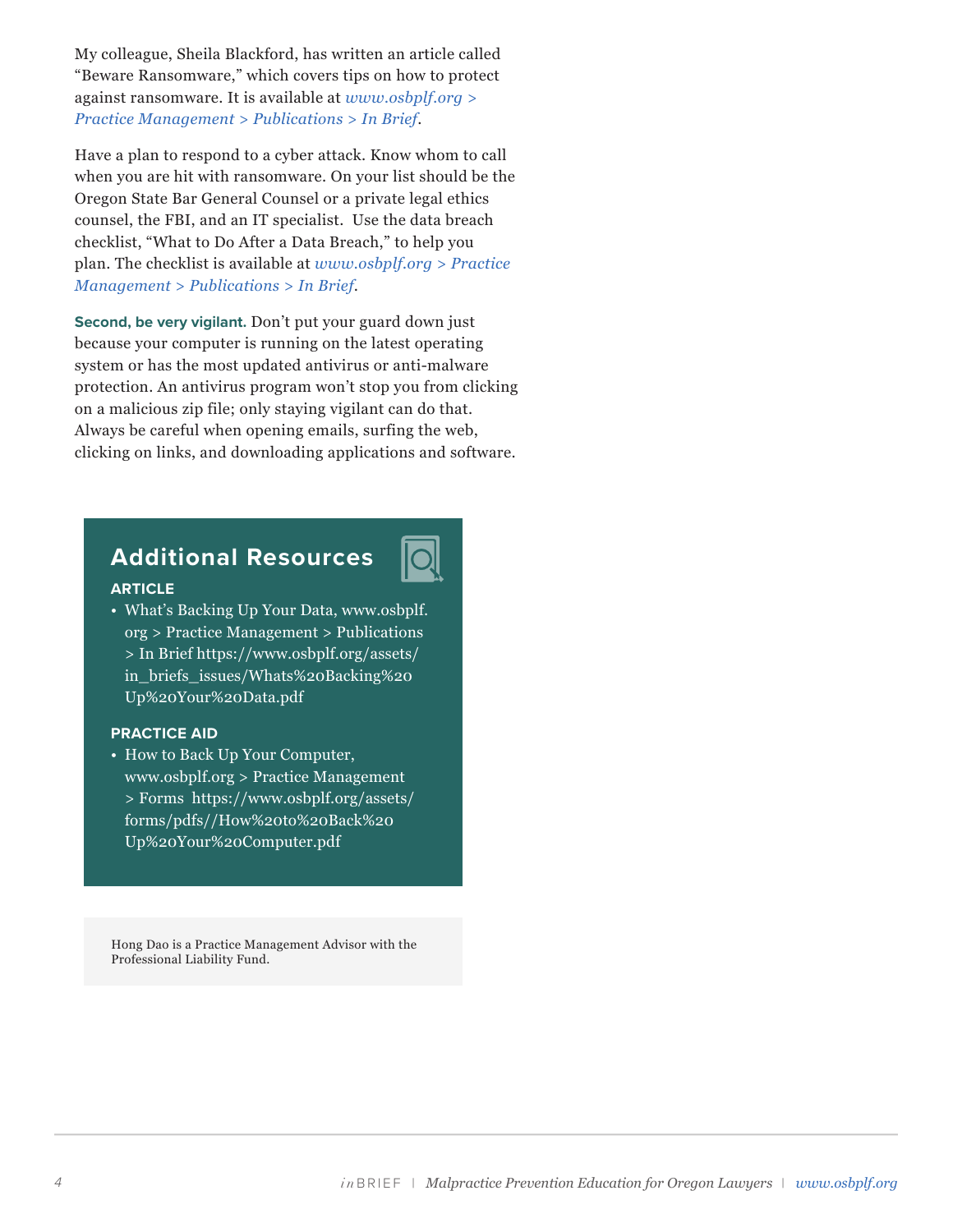My colleague, Sheila Blackford, has written an article called "Beware Ransomware," which covers tips on how to protect against ransomware. It is available at *www.osbplf.org > Practice Management > Publications > In Brief*.

Have a plan to respond to a cyber attack. Know whom to call when you are hit with ransomware. On your list should be the Oregon State Bar General Counsel or a private legal ethics counsel, the FBI, and an IT specialist. Use the data breach checklist, "What to Do After a Data Breach," to help you plan. The checklist is available at *www.osbplf.org > Practice Management > Publications > In Brief*.

**Second, be very vigilant.** Don't put your guard down just because your computer is running on the latest operating system or has the most updated antivirus or anti-malware protection. An antivirus program won't stop you from clicking on a malicious zip file; only staying vigilant can do that. Always be careful when opening emails, surfing the web, clicking on links, and downloading applications and software.

## Additional Resources

**ARTICLE**

- What's Backing Up Your Data, www.osbplf.org > Practice Management > Publications > In Brief https://www.osbplf.org/assets/in_briefs_issues/Whats%20Backing%20Up%20Your%20Data.pdf

**PRACTICE AID**

- How to Back Up Your Computer, www.osbplf.org > Practice Management > Forms https://www.osbplf.org/assets/forms/pdfs//How%20to%20Back%20Up%20Your%20Computer.pdf

Hong Dao is a Practice Management Advisor with the Professional Liability Fund.